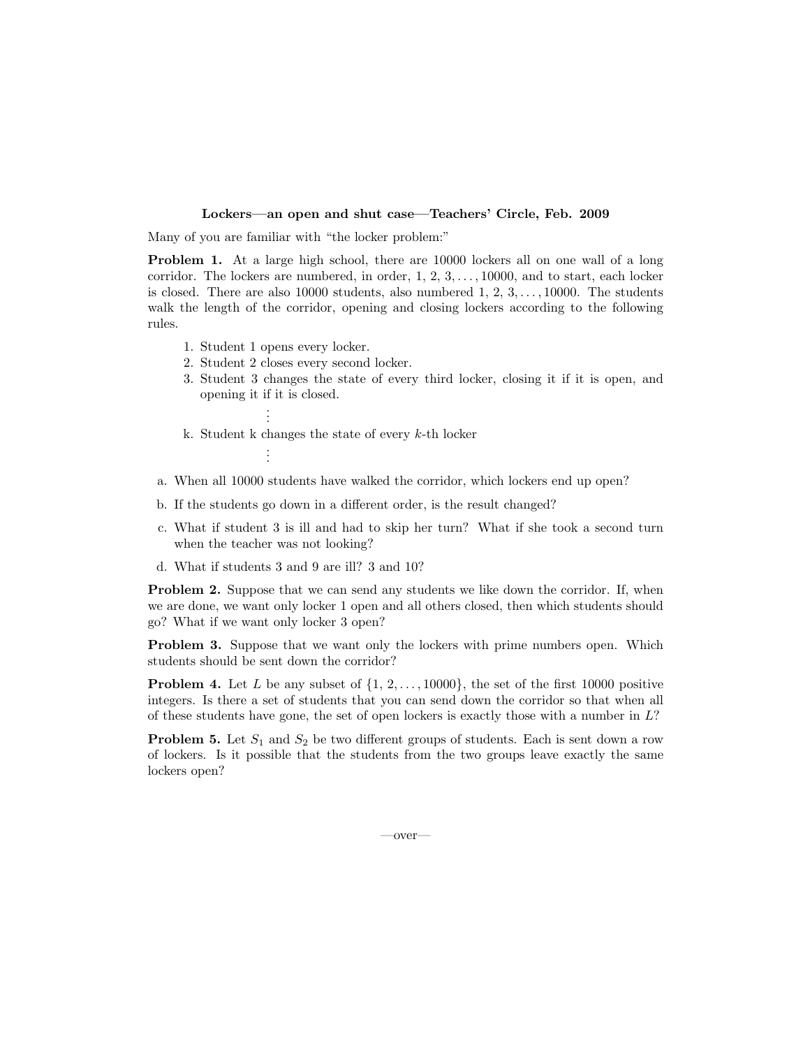**Lockers—an open and shut case—Teachers' Circle, Feb. 2009**

Many of you are familiar with "the locker problem:"

**Problem 1.** At a large high school, there are 10000 lockers all on one wall of a long corridor. The lockers are numbered, in order, 1, 2, 3, . . . , 10000, and to start, each locker is closed. There are also 10000 students, also numbered 1, 2, 3, . . . , 10000. The students walk the length of the corridor, opening and closing lockers according to the following rules.

1. Student 1 opens every locker.
2. Student 2 closes every second locker.
3. Student 3 changes the state of every third locker, closing it if it is open, and opening it if it is closed.

   ⋮

k. Student k changes the state of every $k$-th locker

   ⋮

a. When all 10000 students have walked the corridor, which lockers end up open?

b. If the students go down in a different order, is the result changed?

c. What if student 3 is ill and had to skip her turn? What if she took a second turn when the teacher was not looking?

d. What if students 3 and 9 are ill? 3 and 10?

**Problem 2.** Suppose that we can send any students we like down the corridor. If, when we are done, we want only locker 1 open and all others closed, then which students should go? What if we want only locker 3 open?

**Problem 3.** Suppose that we want only the lockers with prime numbers open. Which students should be sent down the corridor?

**Problem 4.** Let $L$ be any subset of $\{1, 2, \ldots, 10000\}$, the set of the first 10000 positive integers. Is there a set of students that you can send down the corridor so that when all of these students have gone, the set of open lockers is exactly those with a number in $L$?

**Problem 5.** Let $S_1$ and $S_2$ be two different groups of students. Each is sent down a row of lockers. Is it possible that the students from the two groups leave exactly the same lockers open?

—over—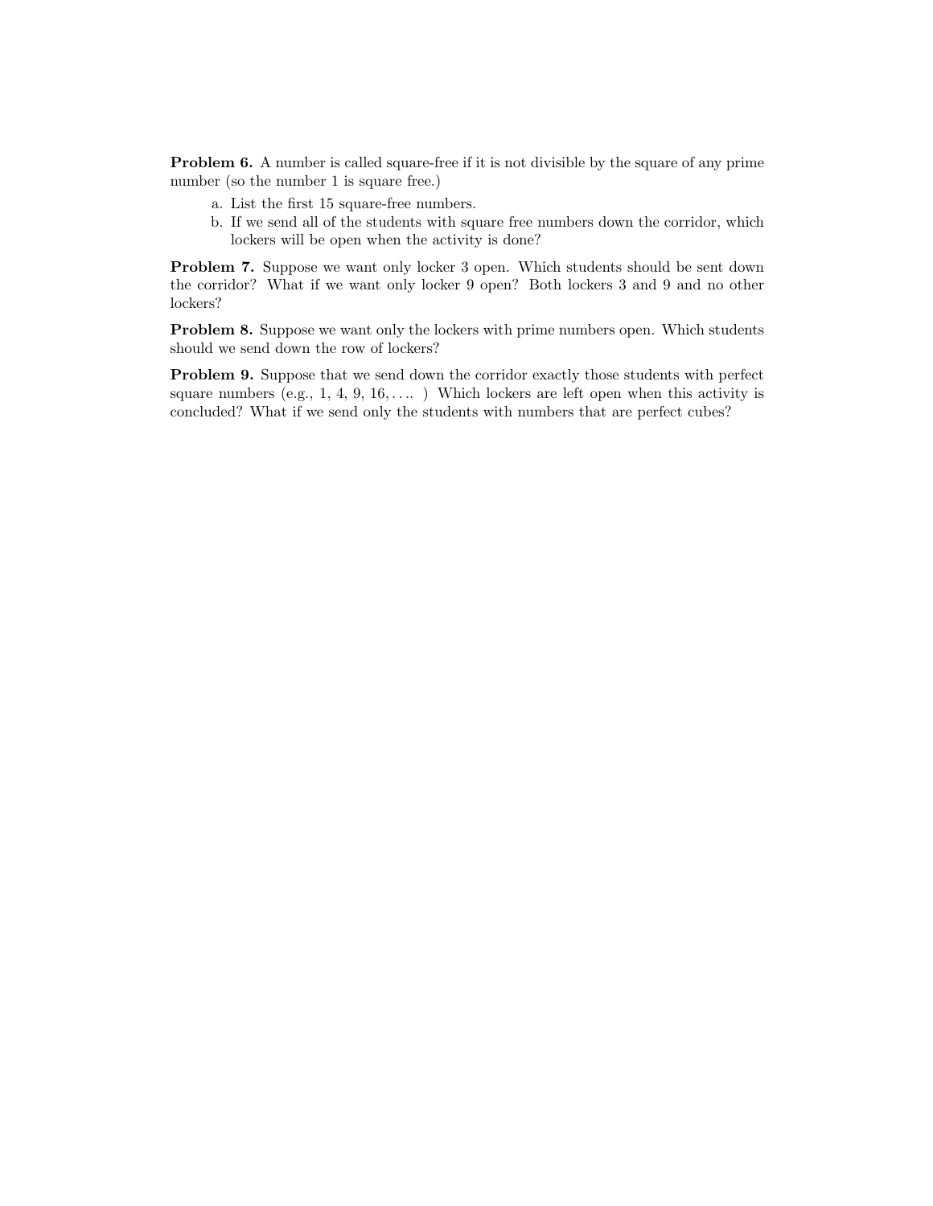**Problem 6.** A number is called square-free if it is not divisible by the square of any prime number (so the number 1 is square free.)

a. List the first 15 square-free numbers.
b. If we send all of the students with square free numbers down the corridor, which lockers will be open when the activity is done?

**Problem 7.** Suppose we want only locker 3 open. Which students should be sent down the corridor? What if we want only locker 9 open? Both lockers 3 and 9 and no other lockers?

**Problem 8.** Suppose we want only the lockers with prime numbers open. Which students should we send down the row of lockers?

**Problem 9.** Suppose that we send down the corridor exactly those students with perfect square numbers (e.g., 1, 4, 9, 16, . . .. ) Which lockers are left open when this activity is concluded? What if we send only the students with numbers that are perfect cubes?